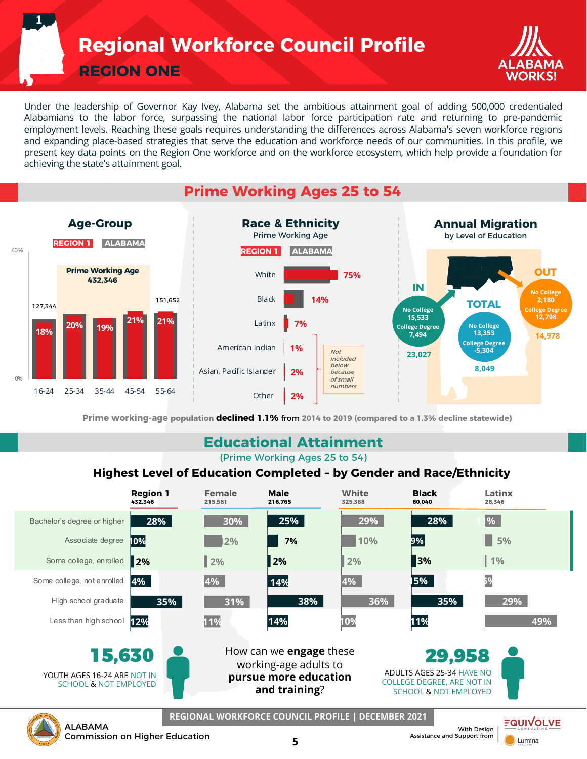# Regional Workforce Council Profile

## REGION ONE

Under the leadership of Governor Kay Ivey, Alabama set the ambitious attainment goal of adding 500,000 credentialed Alabamians to the labor force, surpassing the national labor force participation rate and returning to pre-pandemic employment levels. Reaching these goals requires understanding the differences across Alabama's seven workforce regions and expanding place-based strategies that serve the education and workforce needs of our communities. In this profile, we present key data points on the Region One workforce and on the workforce ecosystem, which help provide a foundation for achieving the state's attainment goal.

## Prime Working Ages 25 to 54

### Age-Group

REGION 1 | ALABAMA

Prime Working Age 432,346

| Age | Region 1 | Population |
|---|---|---|
| 16-24 | 18% | 127,344 |
| 25-34 | 20% | |
| 35-44 | 19% | |
| 45-54 | 21% | |
| 55-64 | 21% | 151,652 |

### Race & Ethnicity

Prime Working Age

REGION 1 | ALABAMA

| Race/Ethnicity | Region 1 |
|---|---|
| White | 75% |
| Black | 14% |
| Latinx | 7% |
| American Indian | 1% |
| Asian, Pacific Islander | 2% |
| Other | 2% |

*Not included below because of small numbers* (American Indian, Asian, Pacific Islander, Other)

### Annual Migration

by Level of Education

| | IN | OUT | TOTAL |
|---|---|---|---|
| No College | 15,533 | 2,180 | 13,353 |
| College Degree | 7,494 | 12,798 | -5,304 |
| Total | 23,027 | 14,978 | 8,049 |

Prime working-age population **declined 1.1%** from 2014 to 2019 (compared to a 1.3% decline statewide)

## Educational Attainment

(Prime Working Ages 25 to 54)

### Highest Level of Education Completed – by Gender and Race/Ethnicity

| | Region 1 (432,346) | Female (215,581) | Male (216,765) | White (325,388) | Black (60,040) | Latinx (28,346) |
|---|---|---|---|---|---|---|
| Bachelor's degree or higher | 28% | 30% | 25% | 29% | 28% | 11% |
| Associate degree | 10% | 12% | 7% | 10% | 9% | 5% |
| Some college, enrolled | 2% | 2% | 2% | 2% | 3% | 1% |
| Some college, not enrolled | 14% | 14% | 14% | 14% | 15% | 5% |
| High school graduate | 35% | 31% | 38% | 36% | 35% | 29% |
| Less than high school | 12% | 11% | 14% | 10% | 11% | 49% |

**15,630** YOUTH AGES 16-24 ARE NOT IN SCHOOL & NOT EMPLOYED

How can we **engage** these working-age adults to **pursue more education and training**?

**29,958** ADULTS AGES 25-34 HAVE NO COLLEGE DEGREE, ARE NOT IN SCHOOL & NOT EMPLOYED

REGIONAL WORKFORCE COUNCIL PROFILE | DECEMBER 2021

ALABAMA Commission on Higher Education

With Design Assistance and Support from EQUIVOLVE CONSULTING, Lumina Foundation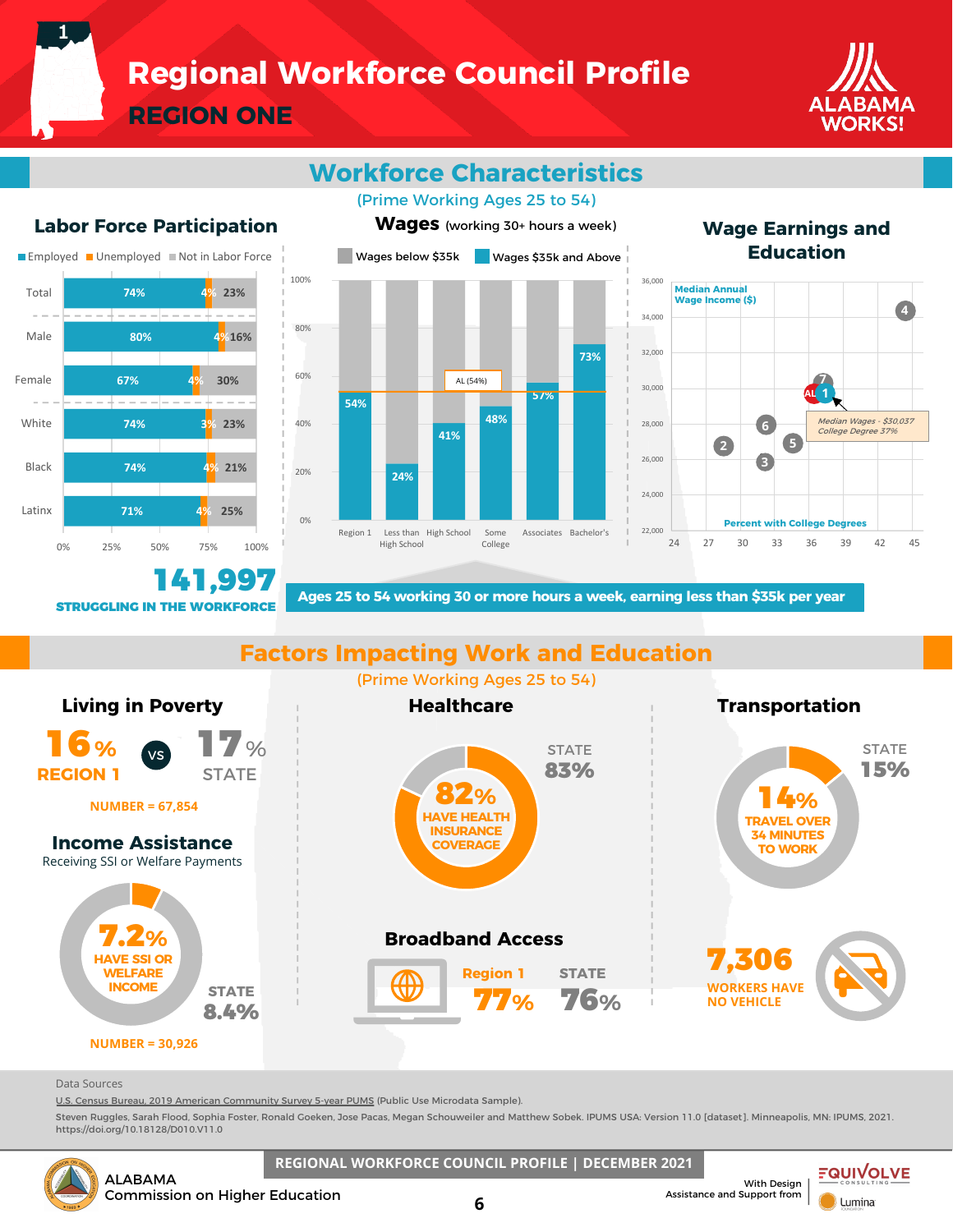# Regional Workforce Council Profile

## REGION ONE

ALABAMA WORKS!

## Workforce Characteristics

(Prime Working Ages 25 to 54)

### Labor Force Participation

Employed | Unemployed | Not in Labor Force

Total: 74% | 4% | 23%

Male: 80% | 4% | 16%

Female: 67% | 4% | 30%

White: 74% | 3% | 23%

Black: 74% | 4% | 21%

Latinx: 71% | 4% | 25%

0% 25% 50% 75% 100%

### Wages (working 30+ hours a week)

Wages below $35k | Wages $35k and Above

AL (54%)

Region 1: 54%

Less than High School: 24%

High School: 41%

Some College: 48%

Associates: 57%

Bachelor's: 73%

### Wage Earnings and Education

Median Annual Wage Income ($)

Percent with College Degrees

Median Wages - $30,037
College Degree 37%

**141,997** STRUGGLING IN THE WORKFORCE

Ages 25 to 54 working 30 or more hours a week, earning less than $35k per year

## Factors Impacting Work and Education

(Prime Working Ages 25 to 54)

### Living in Poverty

**16%** REGION 1 vs **17%** STATE

NUMBER = 67,854

### Income Assistance

Receiving SSI or Welfare Payments

**7.2%** HAVE SSI OR WELFARE INCOME

STATE 8.4%

NUMBER = 30,926

### Healthcare

**82%** HAVE HEALTH INSURANCE COVERAGE

STATE 83%

### Broadband Access

Region 1 **77%**

STATE **76%**

### Transportation

**14%** TRAVEL OVER 34 MINUTES TO WORK

STATE 15%

**7,306** WORKERS HAVE NO VEHICLE

Data Sources

U.S. Census Bureau, 2019 American Community Survey 5-year PUMS (Public Use Microdata Sample).

Steven Ruggles, Sarah Flood, Sophia Foster, Ronald Goeken, Jose Pacas, Megan Schouweiler and Matthew Sobek. IPUMS USA: Version 11.0 [dataset]. Minneapolis, MN: IPUMS, 2021. https://doi.org/10.18128/D010.V11.0

ALABAMA Commission on Higher Education

REGIONAL WORKFORCE COUNCIL PROFILE | DECEMBER 2021

With Design Assistance and Support from EQUIVOLVE CONSULTING, Lumina